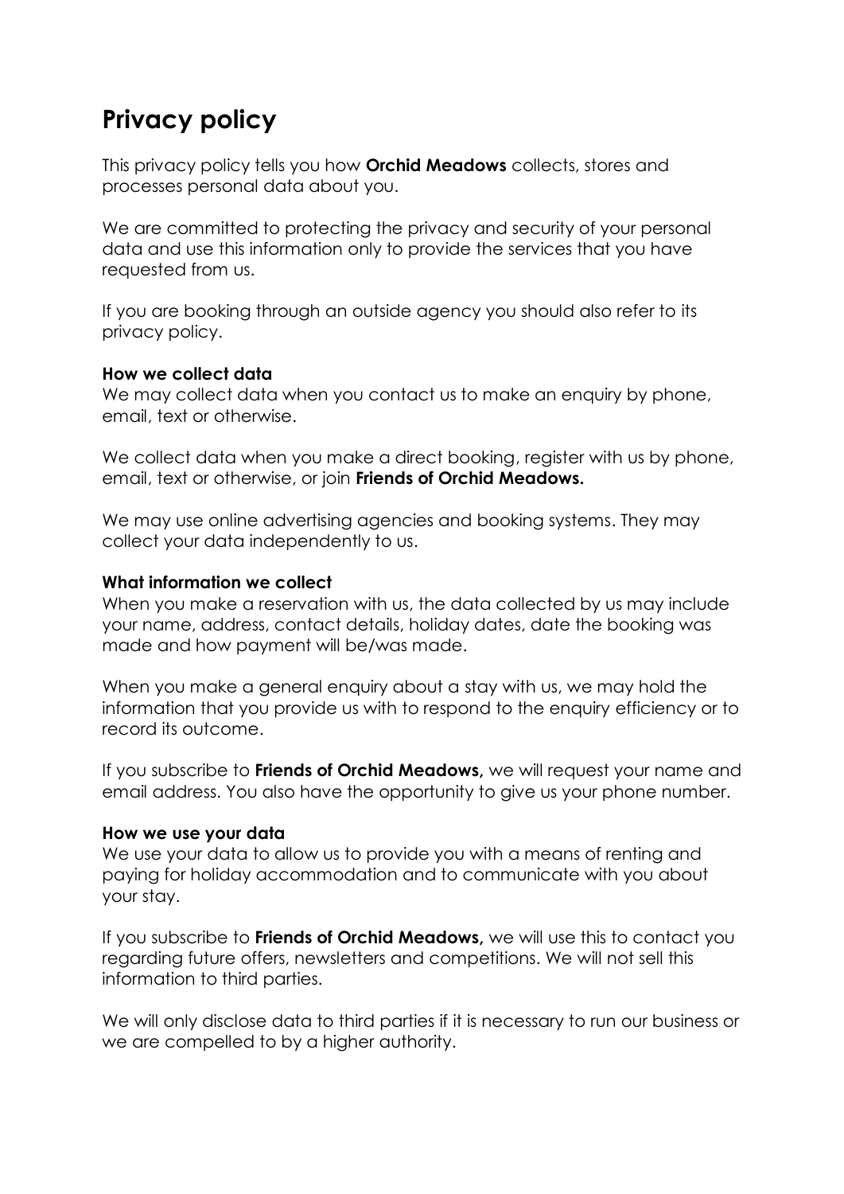# Privacy policy

This privacy policy tells you how **Orchid Meadows** collects, stores and processes personal data about you.

We are committed to protecting the privacy and security of your personal data and use this information only to provide the services that you have requested from us.

If you are booking through an outside agency you should also refer to its privacy policy.

**How we collect data**
We may collect data when you contact us to make an enquiry by phone, email, text or otherwise.

We collect data when you make a direct booking, register with us by phone, email, text or otherwise, or join **Friends of Orchid Meadows.**

We may use online advertising agencies and booking systems. They may collect your data independently to us.

**What information we collect**
When you make a reservation with us, the data collected by us may include your name, address, contact details, holiday dates, date the booking was made and how payment will be/was made.

When you make a general enquiry about a stay with us, we may hold the information that you provide us with to respond to the enquiry efficiency or to record its outcome.

If you subscribe to **Friends of Orchid Meadows,** we will request your name and email address. You also have the opportunity to give us your phone number.

**How we use your data**
We use your data to allow us to provide you with a means of renting and paying for holiday accommodation and to communicate with you about your stay.

If you subscribe to **Friends of Orchid Meadows,** we will use this to contact you regarding future offers, newsletters and competitions. We will not sell this information to third parties.

We will only disclose data to third parties if it is necessary to run our business or we are compelled to by a higher authority.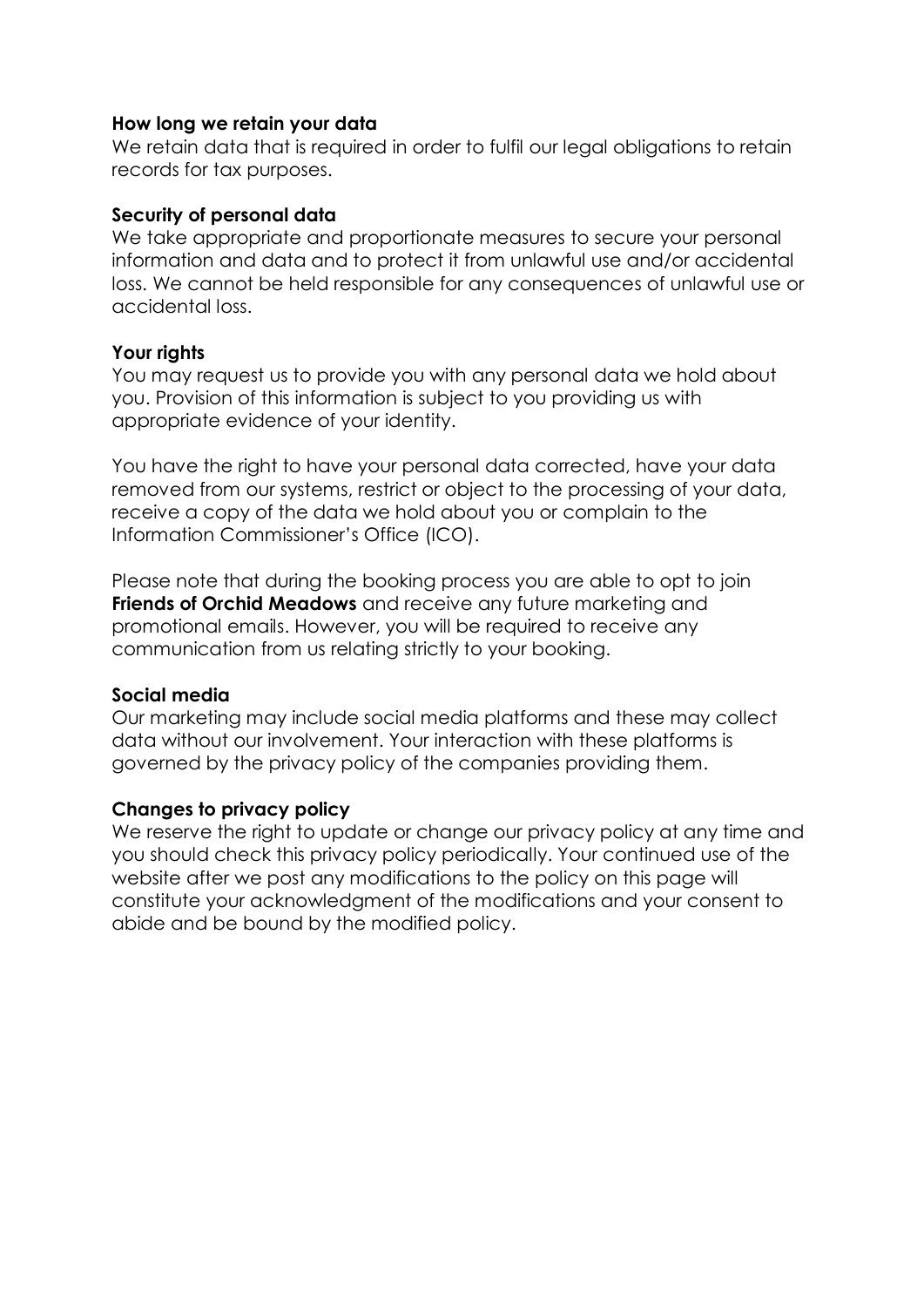**How long we retain your data**

We retain data that is required in order to fulfil our legal obligations to retain records for tax purposes.

**Security of personal data**

We take appropriate and proportionate measures to secure your personal information and data and to protect it from unlawful use and/or accidental loss. We cannot be held responsible for any consequences of unlawful use or accidental loss.

**Your rights**

You may request us to provide you with any personal data we hold about you. Provision of this information is subject to you providing us with appropriate evidence of your identity.

You have the right to have your personal data corrected, have your data removed from our systems, restrict or object to the processing of your data, receive a copy of the data we hold about you or complain to the Information Commissioner's Office (ICO).

Please note that during the booking process you are able to opt to join **Friends of Orchid Meadows** and receive any future marketing and promotional emails. However, you will be required to receive any communication from us relating strictly to your booking.

**Social media**

Our marketing may include social media platforms and these may collect data without our involvement. Your interaction with these platforms is governed by the privacy policy of the companies providing them.

**Changes to privacy policy**

We reserve the right to update or change our privacy policy at any time and you should check this privacy policy periodically. Your continued use of the website after we post any modifications to the policy on this page will constitute your acknowledgment of the modifications and your consent to abide and be bound by the modified policy.